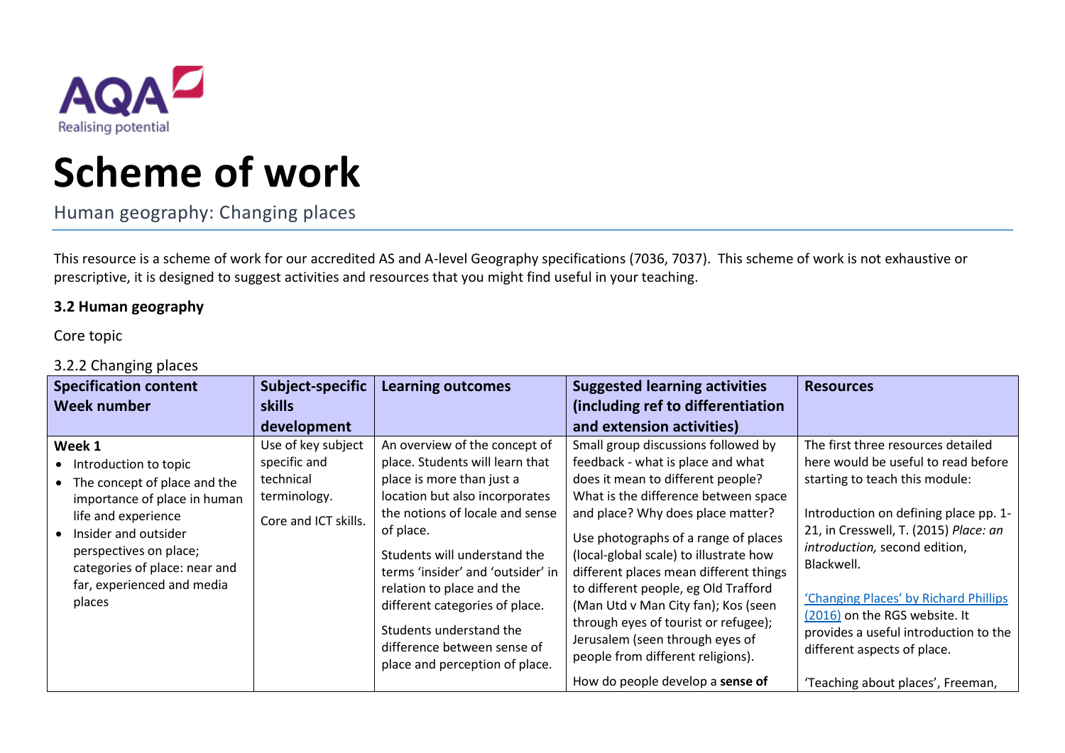AQA Realising potential

# Scheme of work

Human geography: Changing places

This resource is a scheme of work for our accredited AS and A-level Geography specifications (7036, 7037). This scheme of work is not exhaustive or prescriptive, it is designed to suggest activities and resources that you might find useful in your teaching.

**3.2 Human geography**

Core topic

3.2.2 Changing places

| Specification content<br>Week number | Subject-specific skills development | Learning outcomes | Suggested learning activities (including ref to differentiation and extension activities) | Resources |
|---|---|---|---|---|
| **Week 1**<br>• Introduction to topic<br>• The concept of place and the importance of place in human life and experience<br>• Insider and outsider perspectives on place; categories of place: near and far, experienced and media places | Use of key subject specific and technical terminology.<br><br>Core and ICT skills. | An overview of the concept of place. Students will learn that place is more than just a location but also incorporates the notions of locale and sense of place.<br><br>Students will understand the terms 'insider' and 'outsider' in relation to place and the different categories of place.<br><br>Students understand the difference between sense of place and perception of place. | Small group discussions followed by feedback - what is place and what does it mean to different people? What is the difference between space and place? Why does place matter?<br><br>Use photographs of a range of places (local-global scale) to illustrate how different places mean different things to different people, eg Old Trafford (Man Utd v Man City fan); Kos (seen through eyes of tourist or refugee); Jerusalem (seen through eyes of people from different religions).<br><br>How do people develop a **sense of** | The first three resources detailed here would be useful to read before starting to teach this module:<br><br>Introduction on defining place pp. 1-21, in Cresswell, T. (2015) *Place: an introduction,* second edition, Blackwell.<br><br>'Changing Places' by Richard Phillips (2016) on the RGS website. It provides a useful introduction to the different aspects of place.<br><br>'Teaching about places', Freeman, |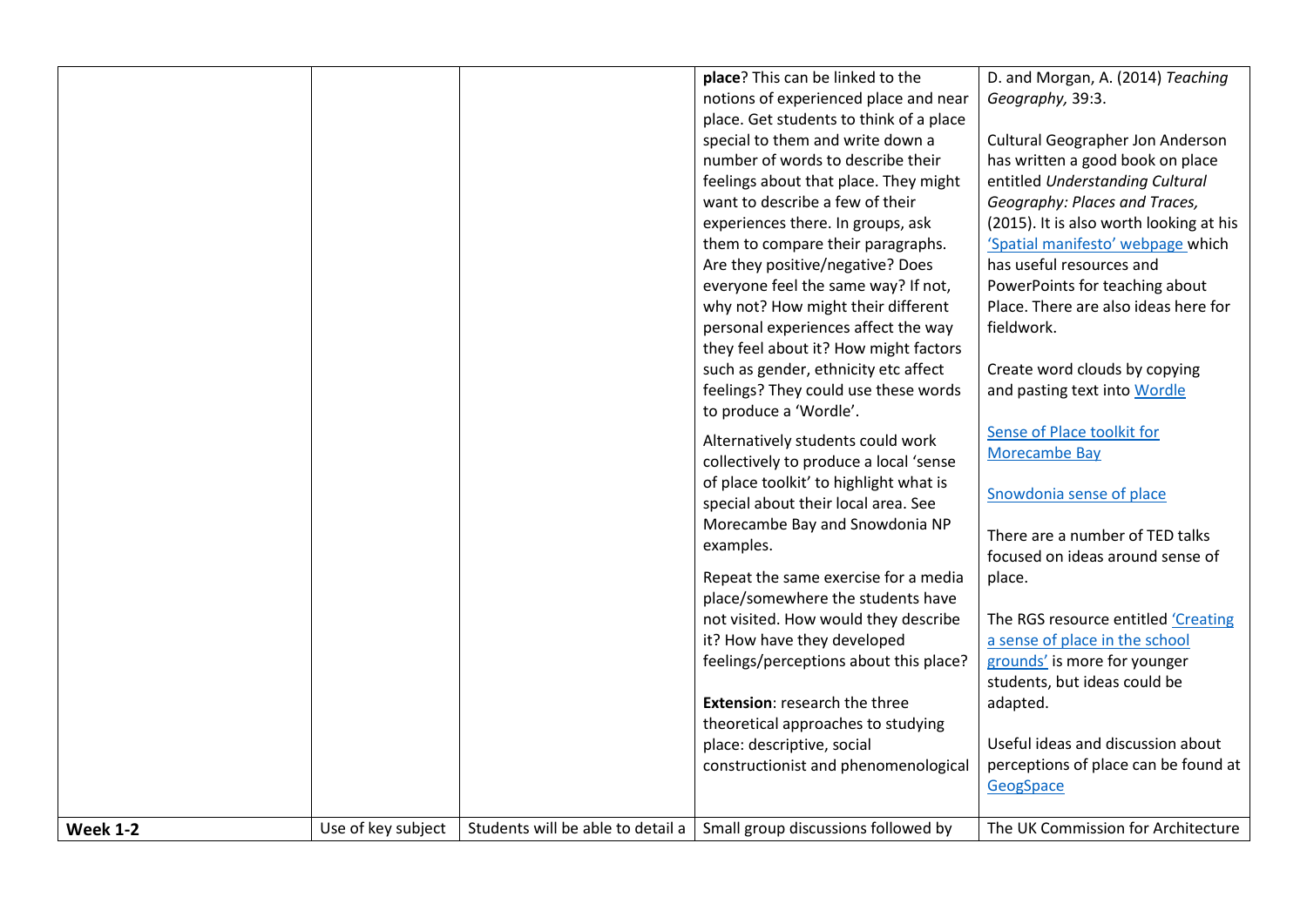| | | | | |
|---|---|---|---|---|
| | | | **place**? This can be linked to the notions of experienced place and near place. Get students to think of a place special to them and write down a number of words to describe their feelings about that place. They might want to describe a few of their experiences there. In groups, ask them to compare their paragraphs. Are they positive/negative? Does everyone feel the same way? If not, why not? How might their different personal experiences affect the way they feel about it? How might factors such as gender, ethnicity etc affect feelings? They could use these words to produce a 'Wordle'.<br><br>Alternatively students could work collectively to produce a local 'sense of place toolkit' to highlight what is special about their local area. See Morecambe Bay and Snowdonia NP examples.<br><br>Repeat the same exercise for a media place/somewhere the students have not visited. How would they describe it? How have they developed feelings/perceptions about this place?<br><br>**Extension**: research the three theoretical approaches to studying place: descriptive, social constructionist and phenomenological | D. and Morgan, A. (2014) *Teaching Geography,* 39:3.<br><br>Cultural Geographer Jon Anderson has written a good book on place entitled *Understanding Cultural Geography: Places and Traces,* (2015). It is also worth looking at his 'Spatial manifesto' webpage which has useful resources and PowerPoints for teaching about Place. There are also ideas here for fieldwork.<br><br>Create word clouds by copying and pasting text into Wordle<br><br>Sense of Place toolkit for Morecambe Bay<br><br>Snowdonia sense of place<br><br>There are a number of TED talks focused on ideas around sense of place.<br><br>The RGS resource entitled 'Creating a sense of place in the school grounds' is more for younger students, but ideas could be adapted.<br><br>Useful ideas and discussion about perceptions of place can be found at GeogSpace |
| **Week 1-2** | Use of key subject | Students will be able to detail a | Small group discussions followed by | The UK Commission for Architecture |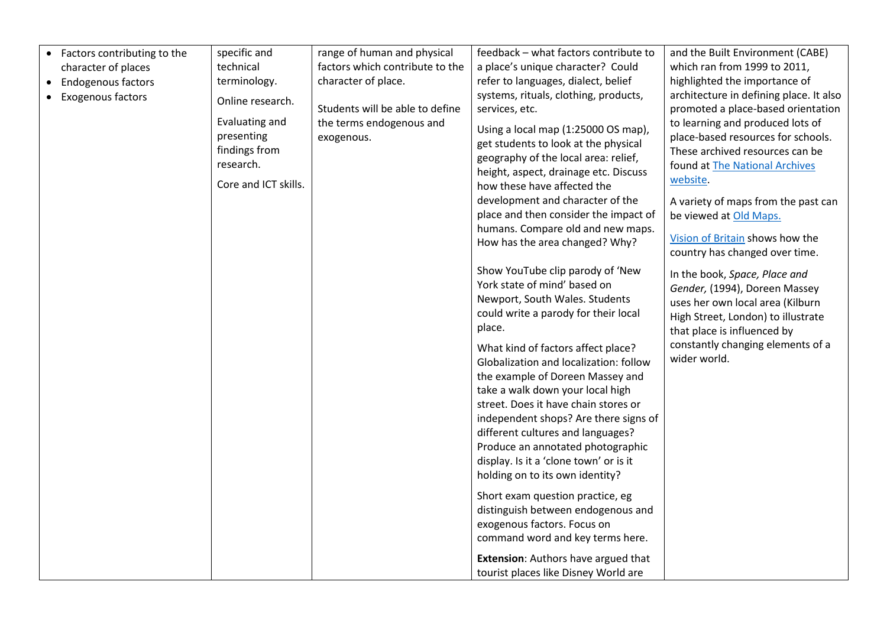| | | | | |
|---|---|---|---|---|
| • Factors contributing to the character of places<br>• Endogenous factors<br>• Exogenous factors | specific and technical terminology.<br><br>Online research.<br><br>Evaluating and presenting findings from research.<br><br>Core and ICT skills. | range of human and physical factors which contribute to the character of place.<br><br>Students will be able to define the terms endogenous and exogenous. | feedback – what factors contribute to a place's unique character? Could refer to languages, dialect, belief systems, rituals, clothing, products, services, etc.<br><br>Using a local map (1:25000 OS map), get students to look at the physical geography of the local area: relief, height, aspect, drainage etc. Discuss how these have affected the development and character of the place and then consider the impact of humans. Compare old and new maps. How has the area changed? Why?<br><br>Show YouTube clip parody of 'New York state of mind' based on Newport, South Wales. Students could write a parody for their local place.<br><br>What kind of factors affect place? Globalization and localization: follow the example of Doreen Massey and take a walk down your local high street. Does it have chain stores or independent shops? Are there signs of different cultures and languages? Produce an annotated photographic display. Is it a 'clone town' or is it holding on to its own identity?<br><br>Short exam question practice, eg distinguish between endogenous and exogenous factors. Focus on command word and key terms here.<br><br>**Extension**: Authors have argued that tourist places like Disney World are | and the Built Environment (CABE) which ran from 1999 to 2011, highlighted the importance of architecture in defining place. It also promoted a place-based orientation to learning and produced lots of place-based resources for schools. These archived resources can be found at The National Archives website.<br><br>A variety of maps from the past can be viewed at Old Maps.<br><br>Vision of Britain shows how the country has changed over time.<br><br>In the book, *Space, Place and Gender,* (1994), Doreen Massey uses her own local area (Kilburn High Street, London) to illustrate that place is influenced by constantly changing elements of a wider world. |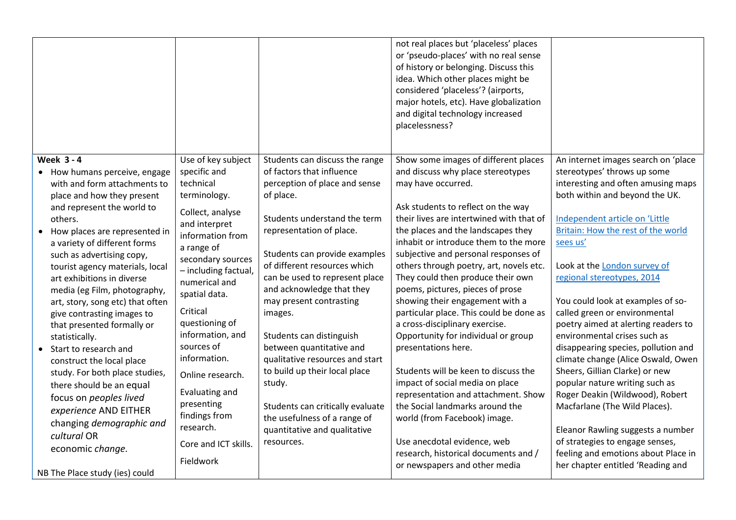| | | | | |
|---|---|---|---|---|
| | | | not real places but 'placeless' places or 'pseudo-places' with no real sense of history or belonging. Discuss this idea. Which other places might be considered 'placeless'? (airports, major hotels, etc). Have globalization and digital technology increased placelessness? | |
| **Week 3 - 4**<br>• How humans perceive, engage with and form attachments to place and how they present and represent the world to others.<br>• How places are represented in a variety of different forms such as advertising copy, tourist agency materials, local art exhibitions in diverse media (eg Film, photography, art, story, song etc) that often give contrasting images to that presented formally or statistically.<br>• Start to research and construct the local place study. For both place studies, there should be an equal focus on *peoples lived experience* AND EITHER changing *demographic and cultural* OR economic *change.*<br><br>NB The Place study (ies) could | Use of key subject specific and technical terminology.<br><br>Collect, analyse and interpret information from a range of secondary sources – including factual, numerical and spatial data.<br><br>Critical questioning of information, and sources of information.<br><br>Online research.<br><br>Evaluating and presenting findings from research.<br><br>Core and ICT skills.<br><br>Fieldwork | Students can discuss the range of factors that influence perception of place and sense of place.<br><br>Students understand the term representation of place.<br><br>Students can provide examples of different resources which can be used to represent place and acknowledge that they may present contrasting images.<br><br>Students can distinguish between quantitative and qualitative resources and start to build up their local place study.<br><br>Students can critically evaluate the usefulness of a range of quantitative and qualitative resources. | Show some images of different places and discuss why place stereotypes may have occurred.<br><br>Ask students to reflect on the way their lives are intertwined with that of the places and the landscapes they inhabit or introduce them to the more subjective and personal responses of others through poetry, art, novels etc. They could then produce their own poems, pictures, pieces of prose showing their engagement with a particular place. This could be done as a cross-disciplinary exercise. Opportunity for individual or group presentations here.<br><br>Students will be keen to discuss the impact of social media on place representation and attachment. Show the Social landmarks around the world (from Facebook) image.<br><br>Use anecdotal evidence, web research, historical documents and / or newspapers and other media | An internet images search on 'place stereotypes' throws up some interesting and often amusing maps both within and beyond the UK.<br><br>Independent article on 'Little Britain: How the rest of the world sees us'<br><br>Look at the London survey of regional stereotypes, 2014<br><br>You could look at examples of so-called green or environmental poetry aimed at alerting readers to environmental crises such as disappearing species, pollution and climate change (Alice Oswald, Owen Sheers, Gillian Clarke) or new popular nature writing such as Roger Deakin (Wildwood), Robert Macfarlane (The Wild Places).<br><br>Eleanor Rawling suggests a number of strategies to engage senses, feeling and emotions about Place in her chapter entitled 'Reading and |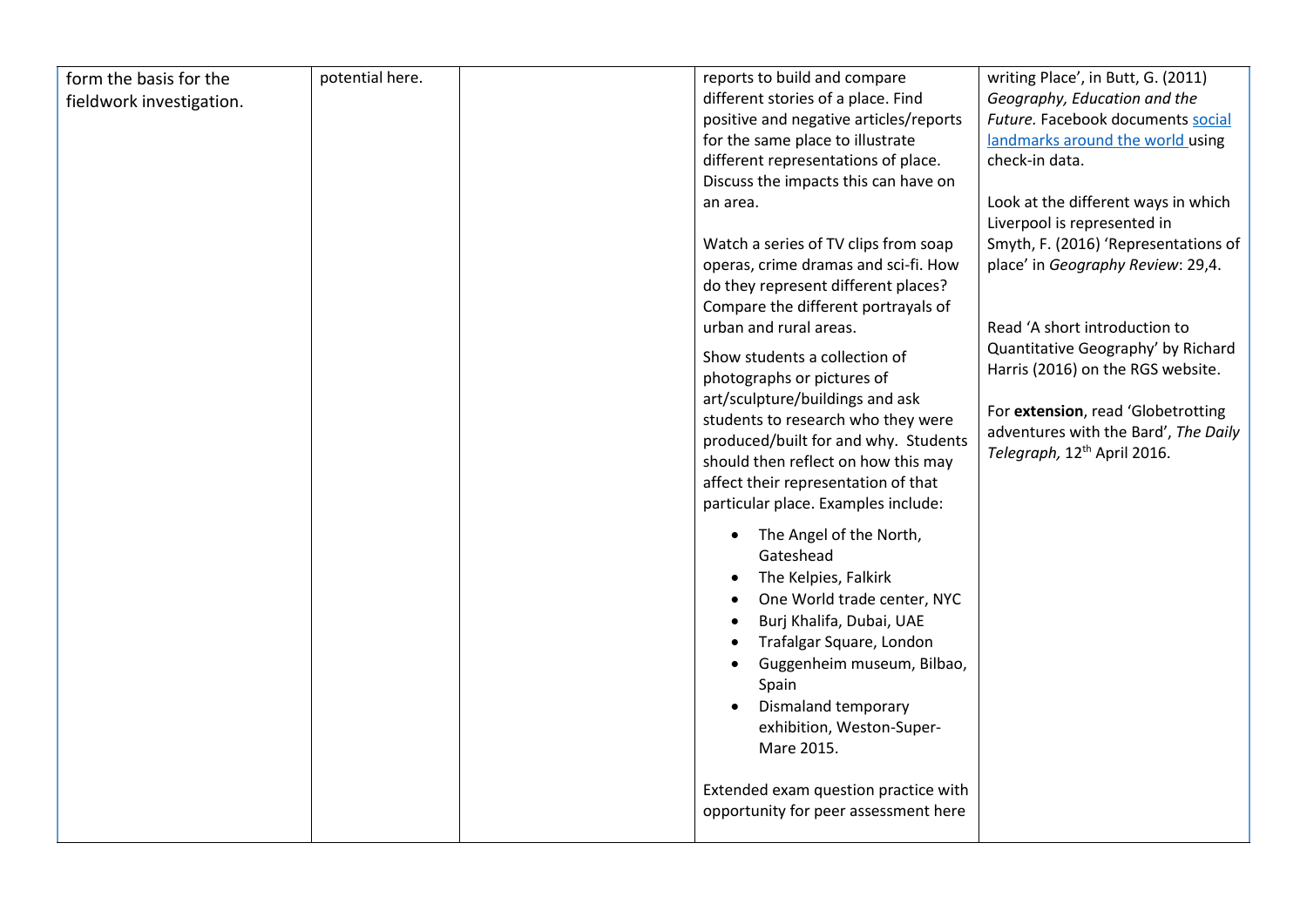| | | | | |
|---|---|---|---|---|
| form the basis for the fieldwork investigation. | potential here. | | reports to build and compare different stories of a place. Find positive and negative articles/reports for the same place to illustrate different representations of place. Discuss the impacts this can have on an area.<br><br>Watch a series of TV clips from soap operas, crime dramas and sci-fi. How do they represent different places? Compare the different portrayals of urban and rural areas.<br><br>Show students a collection of photographs or pictures of art/sculpture/buildings and ask students to research who they were produced/built for and why. Students should then reflect on how this may affect their representation of that particular place. Examples include:<br><br>• The Angel of the North, Gateshead<br>• The Kelpies, Falkirk<br>• One World trade center, NYC<br>• Burj Khalifa, Dubai, UAE<br>• Trafalgar Square, London<br>• Guggenheim museum, Bilbao, Spain<br>• Dismaland temporary exhibition, Weston-Super-Mare 2015.<br><br>Extended exam question practice with opportunity for peer assessment here | writing Place', in Butt, G. (2011) *Geography, Education and the Future.* Facebook documents social landmarks around the world using check-in data.<br><br>Look at the different ways in which Liverpool is represented in Smyth, F. (2016) 'Representations of place' in *Geography Review*: 29,4.<br><br>Read 'A short introduction to Quantitative Geography' by Richard Harris (2016) on the RGS website.<br><br>For **extension**, read 'Globetrotting adventures with the Bard', *The Daily Telegraph,* 12th April 2016. |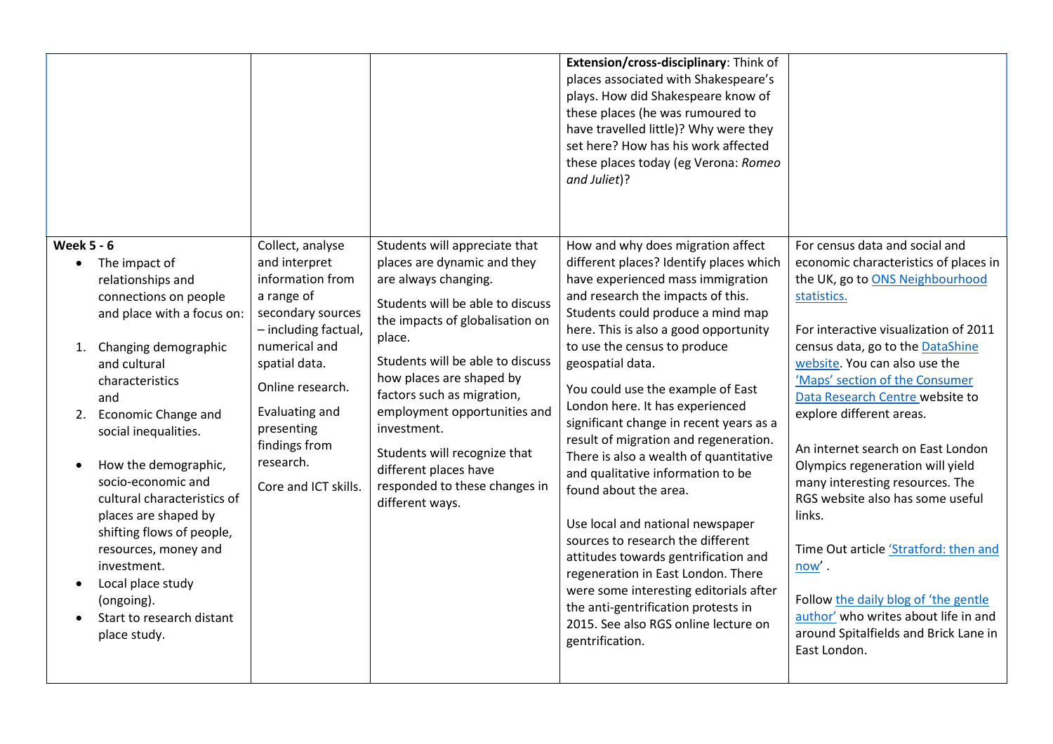|  |  |  | **Extension/cross-disciplinary**: Think of places associated with Shakespeare's plays. How did Shakespeare know of these places (he was rumoured to have travelled little)? Why were they set here? How has his work affected these places today (eg Verona: *Romeo and Juliet*)? |  |
|---|---|---|---|---|
| **Week 5 - 6**<br>• The impact of relationships and connections on people and place with a focus on:<br><br>1. Changing demographic and cultural characteristics and<br>2. Economic Change and social inequalities.<br><br>• How the demographic, socio-economic and cultural characteristics of places are shaped by shifting flows of people, resources, money and investment.<br>• Local place study (ongoing).<br>• Start to research distant place study. | Collect, analyse and interpret information from a range of secondary sources – including factual, numerical and spatial data.<br><br>Online research.<br><br>Evaluating and presenting findings from research.<br><br>Core and ICT skills. | Students will appreciate that places are dynamic and they are always changing.<br><br>Students will be able to discuss the impacts of globalisation on place.<br><br>Students will be able to discuss how places are shaped by factors such as migration, employment opportunities and investment.<br><br>Students will recognize that different places have responded to these changes in different ways. | How and why does migration affect different places? Identify places which have experienced mass immigration and research the impacts of this. Students could produce a mind map here. This is also a good opportunity to use the census to produce geospatial data.<br><br>You could use the example of East London here. It has experienced significant change in recent years as a result of migration and regeneration. There is also a wealth of quantitative and qualitative information to be found about the area.<br><br>Use local and national newspaper sources to research the different attitudes towards gentrification and regeneration in East London. There were some interesting editorials after the anti-gentrification protests in 2015. See also RGS online lecture on gentrification. | For census data and social and economic characteristics of places in the UK, go to ONS Neighbourhood statistics.<br><br>For interactive visualization of 2011 census data, go to the DataShine website. You can also use the 'Maps' section of the Consumer Data Research Centre website to explore different areas.<br><br>An internet search on East London Olympics regeneration will yield many interesting resources. The RGS website also has some useful links.<br><br>Time Out article 'Stratford: then and now'.<br><br>Follow the daily blog of 'the gentle author' who writes about life in and around Spitalfields and Brick Lane in East London. |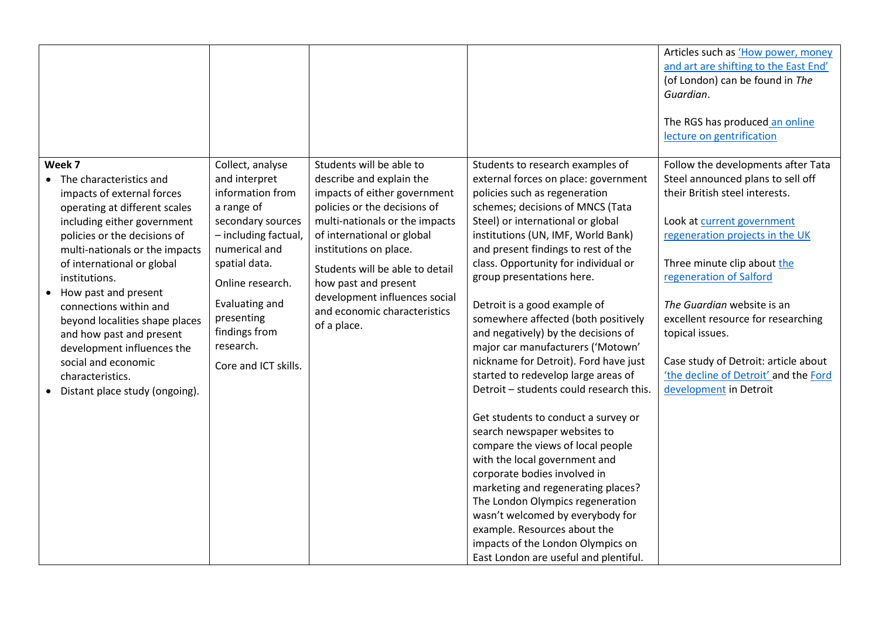|  |  |  |  |  |
|---|---|---|---|---|
|  |  |  |  | Articles such as 'How power, money and art are shifting to the East End' (of London) can be found in *The Guardian*.<br><br>The RGS has produced an online lecture on gentrification |
| **Week 7**<br>• The characteristics and impacts of external forces operating at different scales including either government policies or the decisions of multi-nationals or the impacts of international or global institutions.<br>• How past and present connections within and beyond localities shape places and how past and present development influences the social and economic characteristics.<br>• Distant place study (ongoing). | Collect, analyse and interpret information from a range of secondary sources – including factual, numerical and spatial data.<br><br>Online research.<br><br>Evaluating and presenting findings from research.<br><br>Core and ICT skills. | Students will be able to describe and explain the impacts of either government policies or the decisions of multi-nationals or the impacts of international or global institutions on place.<br><br>Students will be able to detail how past and present development influences social and economic characteristics of a place. | Students to research examples of external forces on place: government policies such as regeneration schemes; decisions of MNCS (Tata Steel) or international or global institutions (UN, IMF, World Bank) and present findings to rest of the class. Opportunity for individual or group presentations here.<br><br>Detroit is a good example of somewhere affected (both positively and negatively) by the decisions of major car manufacturers ('Motown' nickname for Detroit). Ford have just started to redevelop large areas of Detroit – students could research this.<br><br>Get students to conduct a survey or search newspaper websites to compare the views of local people with the local government and corporate bodies involved in marketing and regenerating places? The London Olympics regeneration wasn't welcomed by everybody for example. Resources about the impacts of the London Olympics on East London are useful and plentiful. | Follow the developments after Tata Steel announced plans to sell off their British steel interests.<br><br>Look at current government regeneration projects in the UK<br><br>Three minute clip about the regeneration of Salford<br><br>*The Guardian* website is an excellent resource for researching topical issues.<br><br>Case study of Detroit: article about 'the decline of Detroit' and the Ford development in Detroit |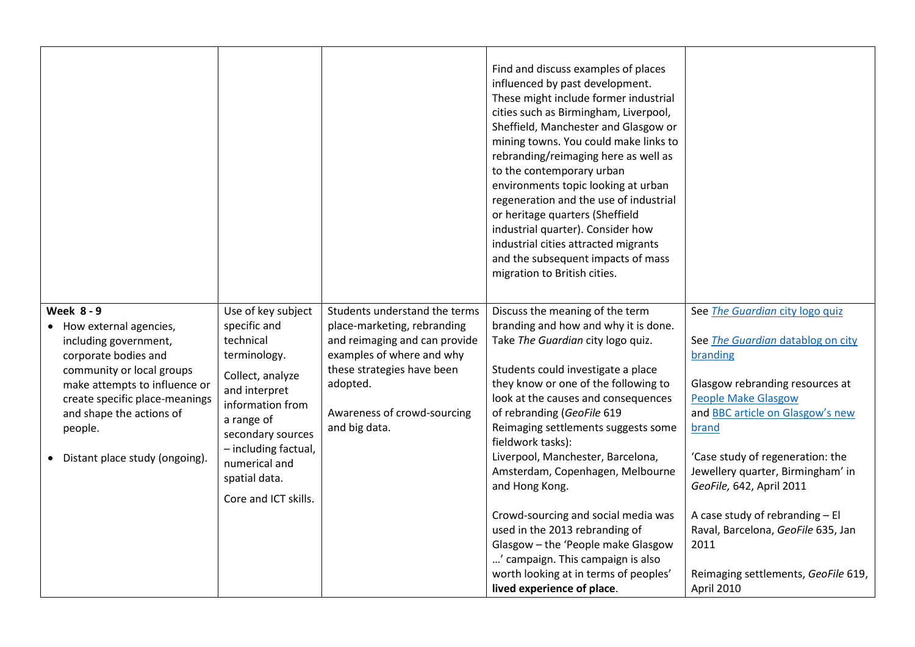| | | | | |
|---|---|---|---|---|
| | | | Find and discuss examples of places influenced by past development. These might include former industrial cities such as Birmingham, Liverpool, Sheffield, Manchester and Glasgow or mining towns. You could make links to rebranding/reimaging here as well as to the contemporary urban environments topic looking at urban regeneration and the use of industrial or heritage quarters (Sheffield industrial quarter). Consider how industrial cities attracted migrants and the subsequent impacts of mass migration to British cities. | |
| **Week 8 - 9**<br>• How external agencies, including government, corporate bodies and community or local groups make attempts to influence or create specific place-meanings and shape the actions of people.<br><br>• Distant place study (ongoing). | Use of key subject specific and technical terminology.<br><br>Collect, analyze and interpret information from a range of secondary sources – including factual, numerical and spatial data.<br><br>Core and ICT skills. | Students understand the terms place-marketing, rebranding and reimaging and can provide examples of where and why these strategies have been adopted.<br><br>Awareness of crowd-sourcing and big data. | Discuss the meaning of the term branding and how and why it is done. Take *The Guardian* city logo quiz.<br><br>Students could investigate a place they know or one of the following to look at the causes and consequences of rebranding (*GeoFile* 619 Reimaging settlements suggests some fieldwork tasks):<br>Liverpool, Manchester, Barcelona, Amsterdam, Copenhagen, Melbourne and Hong Kong.<br><br>Crowd-sourcing and social media was used in the 2013 rebranding of Glasgow – the 'People make Glasgow …' campaign. This campaign is also worth looking at in terms of peoples' **lived experience of place**. | See *The Guardian* city logo quiz<br><br>See *The Guardian* datablog on city branding<br><br>Glasgow rebranding resources at People Make Glasgow and BBC article on Glasgow's new brand<br><br>'Case study of regeneration: the Jewellery quarter, Birmingham' in *GeoFile,* 642, April 2011<br><br>A case study of rebranding – El Raval, Barcelona, *GeoFile* 635, Jan 2011<br><br>Reimaging settlements, *GeoFile* 619, April 2010 |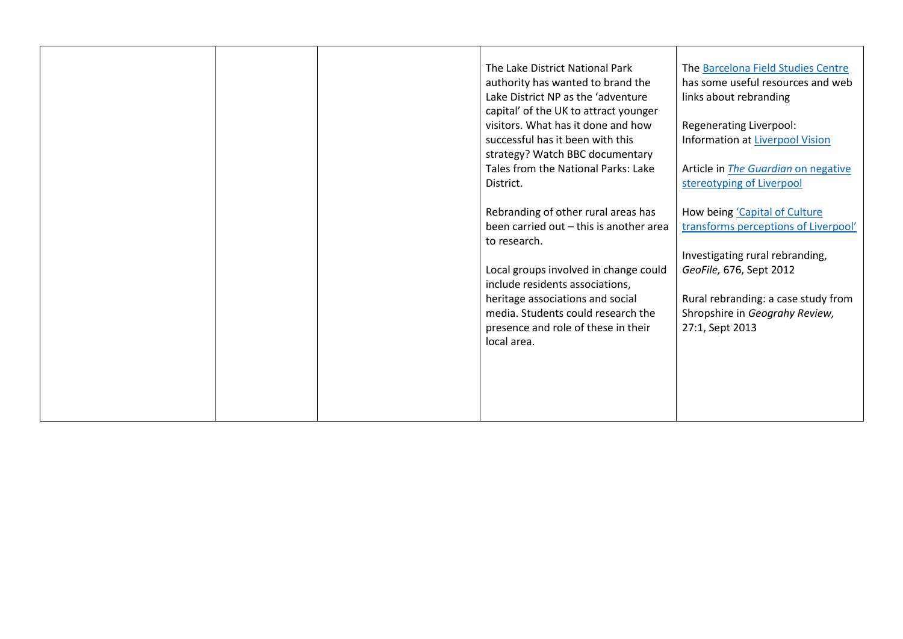|  |  |  | The Lake District National Park authority has wanted to brand the Lake District NP as the 'adventure capital' of the UK to attract younger visitors. What has it done and how successful has it been with this strategy? Watch BBC documentary Tales from the National Parks: Lake District.<br><br>Rebranding of other rural areas has been carried out – this is another area to research.<br><br>Local groups involved in change could include residents associations, heritage associations and social media. Students could research the presence and role of these in their local area. | The Barcelona Field Studies Centre has some useful resources and web links about rebranding<br><br>Regenerating Liverpool: Information at Liverpool Vision<br><br>Article in *The Guardian* on negative stereotyping of Liverpool<br><br>How being 'Capital of Culture transforms perceptions of Liverpool'<br><br>Investigating rural rebranding, *GeoFile,* 676, Sept 2012<br><br>Rural rebranding: a case study from Shropshire in *Geograhy Review,* 27:1, Sept 2013 |
|---|---|---|---|---|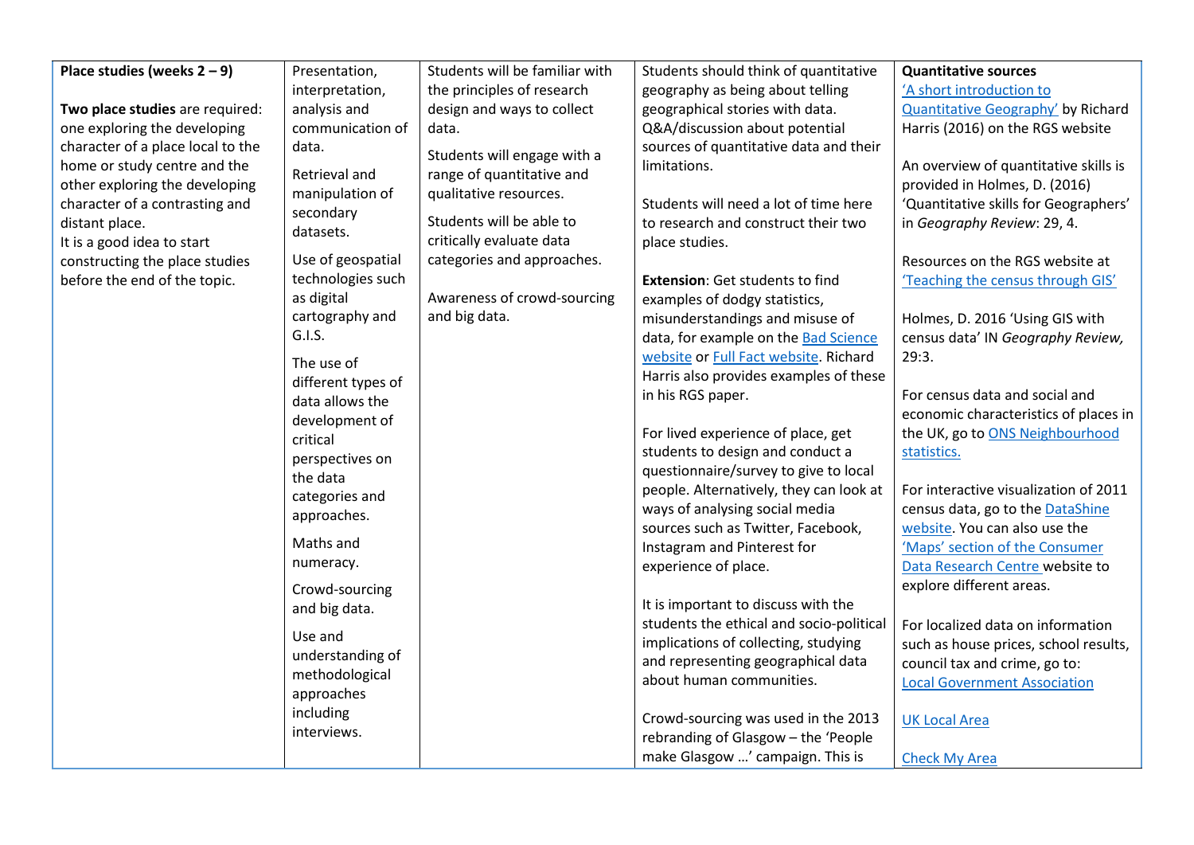| | | | | |
|---|---|---|---|---|
| **Place studies (weeks 2 – 9)**<br><br>**Two place studies** are required: one exploring the developing character of a place local to the home or study centre and the other exploring the developing character of a contrasting and distant place.<br>It is a good idea to start constructing the place studies before the end of the topic. | Presentation, interpretation, analysis and communication of data.<br><br>Retrieval and manipulation of secondary datasets.<br><br>Use of geospatial technologies such as digital cartography and G.I.S.<br><br>The use of different types of data allows the development of critical perspectives on the data categories and approaches.<br><br>Maths and numeracy.<br><br>Crowd-sourcing and big data.<br><br>Use and understanding of methodological approaches including interviews. | Students will be familiar with the principles of research design and ways to collect data.<br><br>Students will engage with a range of quantitative and qualitative resources.<br><br>Students will be able to critically evaluate data categories and approaches.<br><br>Awareness of crowd-sourcing and big data. | Students should think of quantitative geography as being about telling geographical stories with data. Q&A/discussion about potential sources of quantitative data and their limitations.<br><br>Students will need a lot of time here to research and construct their two place studies.<br><br>**Extension**: Get students to find examples of dodgy statistics, misunderstandings and misuse of data, for example on the Bad Science website or Full Fact website. Richard Harris also provides examples of these in his RGS paper.<br><br>For lived experience of place, get students to design and conduct a questionnaire/survey to give to local people. Alternatively, they can look at ways of analysing social media sources such as Twitter, Facebook, Instagram and Pinterest for experience of place.<br><br>It is important to discuss with the students the ethical and socio-political implications of collecting, studying and representing geographical data about human communities.<br><br>Crowd-sourcing was used in the 2013 rebranding of Glasgow – the 'People make Glasgow …' campaign. This is | **Quantitative sources**<br>'A short introduction to Quantitative Geography' by Richard Harris (2016) on the RGS website<br><br>An overview of quantitative skills is provided in Holmes, D. (2016) 'Quantitative skills for Geographers' in *Geography Review*: 29, 4.<br><br>Resources on the RGS website at 'Teaching the census through GIS'<br><br>Holmes, D. 2016 'Using GIS with census data' IN *Geography Review,* 29:3.<br><br>For census data and social and economic characteristics of places in the UK, go to ONS Neighbourhood statistics.<br><br>For interactive visualization of 2011 census data, go to the DataShine website. You can also use the 'Maps' section of the Consumer Data Research Centre website to explore different areas.<br><br>For localized data on information such as house prices, school results, council tax and crime, go to:<br>Local Government Association<br><br>UK Local Area<br><br>Check My Area |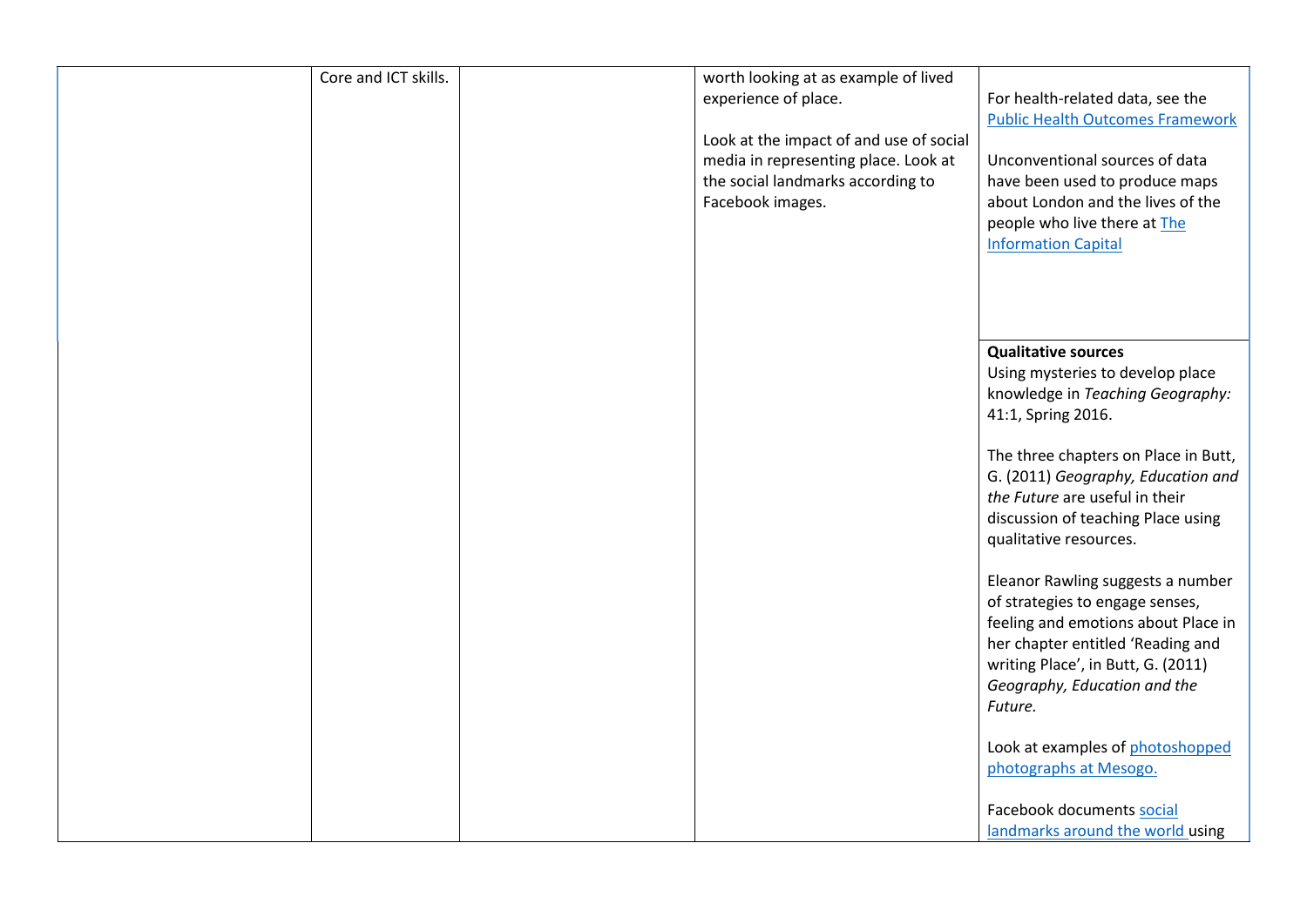| | | | | |
|---|---|---|---|---|
| | Core and ICT skills. | | worth looking at as example of lived experience of place.<br><br>Look at the impact of and use of social media in representing place. Look at the social landmarks according to Facebook images. | For health-related data, see the Public Health Outcomes Framework<br><br>Unconventional sources of data have been used to produce maps about London and the lives of the people who live there at The Information Capital |
| | | | | **Qualitative sources**<br>Using mysteries to develop place knowledge in *Teaching Geography:* 41:1, Spring 2016.<br><br>The three chapters on Place in Butt, G. (2011) *Geography, Education and the Future* are useful in their discussion of teaching Place using qualitative resources.<br><br>Eleanor Rawling suggests a number of strategies to engage senses, feeling and emotions about Place in her chapter entitled 'Reading and writing Place', in Butt, G. (2011) *Geography, Education and the Future.*<br><br>Look at examples of photoshopped photographs at Mesogo.<br><br>Facebook documents social landmarks around the world using |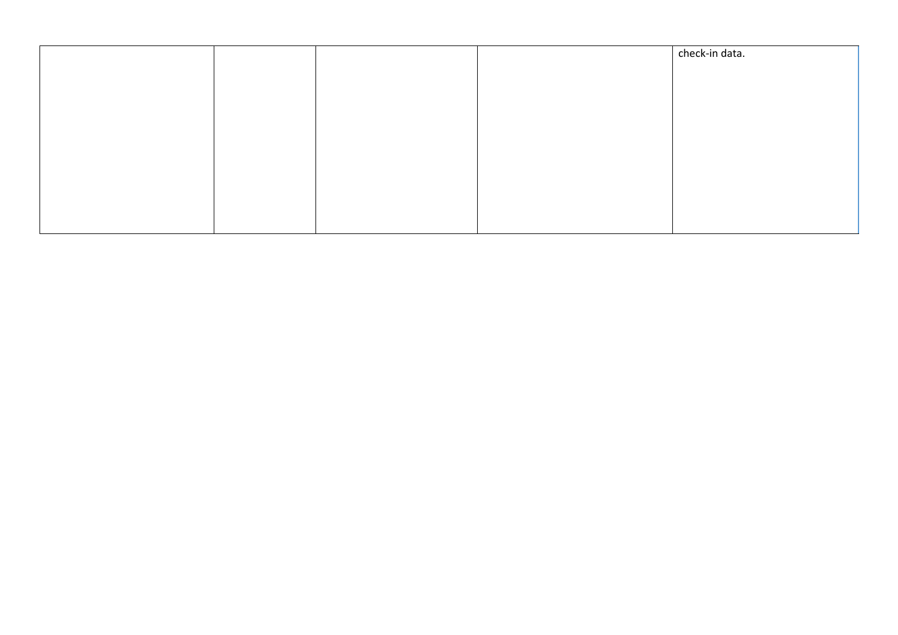| | | | | |
|---|---|---|---|---|
| | | | | check-in data. |